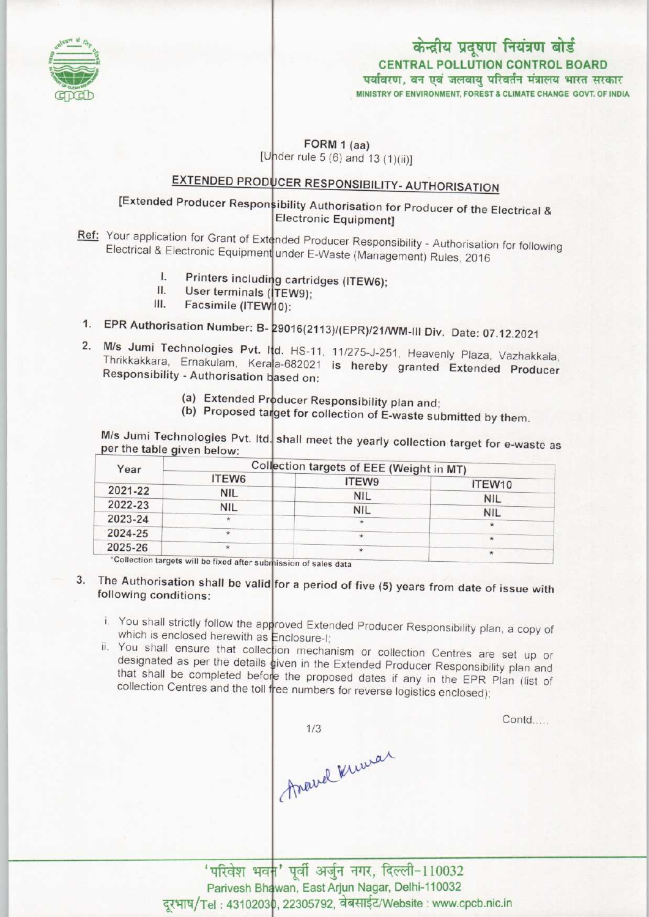केन्द्रीय प्रदूषण नियंत्रण बोर्ड
**CENTRAL POLLUTION CONTROL BOARD**
पर्यावरण, वन एवं जलवायु परिवर्तन मंत्रालय भारत सरकार
MINISTRY OF ENVIRONMENT, FOREST & CLIMATE CHANGE GOVT. OF INDIA

**FORM 1 (aa)**
[Under rule 5 (6) and 13 (1)(ii)]

## EXTENDED PRODUCER RESPONSIBILITY- AUTHORISATION

[Extended Producer Responsibility Authorisation for Producer of the Electrical & Electronic Equipment]

Ref: Your application for Grant of Extended Producer Responsibility - Authorisation for following Electrical & Electronic Equipment under E-Waste (Management) Rules, 2016

I. Printers including cartridges (ITEW6);
II. User terminals (ITEW9);
III. Facsimile (ITEW10):

1. EPR Authorisation Number: B- 29016(2113)/(EPR)/21/WM-III Div. Date: 07.12.2021

2. M/s Jumi Technologies Pvt. ltd. HS-11, 11/275-J-251, Heavenly Plaza, Vazhakkala, Thrikkakkara, Ernakulam, Kerala-682021 is hereby granted Extended Producer Responsibility - Authorisation based on:

   (a) Extended Producer Responsibility plan and;
   (b) Proposed target for collection of E-waste submitted by them.

M/s Jumi Technologies Pvt. ltd. shall meet the yearly collection target for e-waste as per the table given below:

| Year | Collection targets of EEE (Weight in MT) | | |
|---|---|---|---|
| | ITEW6 | ITEW9 | ITEW10 |
| 2021-22 | NIL | NIL | NIL |
| 2022-23 | NIL | NIL | NIL |
| 2023-24 | * | * | * |
| 2024-25 | * | * | * |
| 2025-26 | * | * | * |

*Collection targets will be fixed after submission of sales data

3. The Authorisation shall be valid for a period of five (5) years from date of issue with following conditions:

   i. You shall strictly follow the approved Extended Producer Responsibility plan, a copy of which is enclosed herewith as Enclosure-I;
   ii. You shall ensure that collection mechanism or collection Centres are set up or designated as per the details given in the Extended Producer Responsibility plan and that shall be completed before the proposed dates if any in the EPR Plan (list of collection Centres and the toll free numbers for reverse logistics enclosed);

Contd.....

Anand Kumar

'परिवेश भवन' पूर्वी अर्जुन नगर, दिल्ली-110032
Parivesh Bhawan, East Arjun Nagar, Delhi-110032
दूरभाष/Tel : 43102030, 22305792, वेबसाईट/Website : www.cpcb.nic.in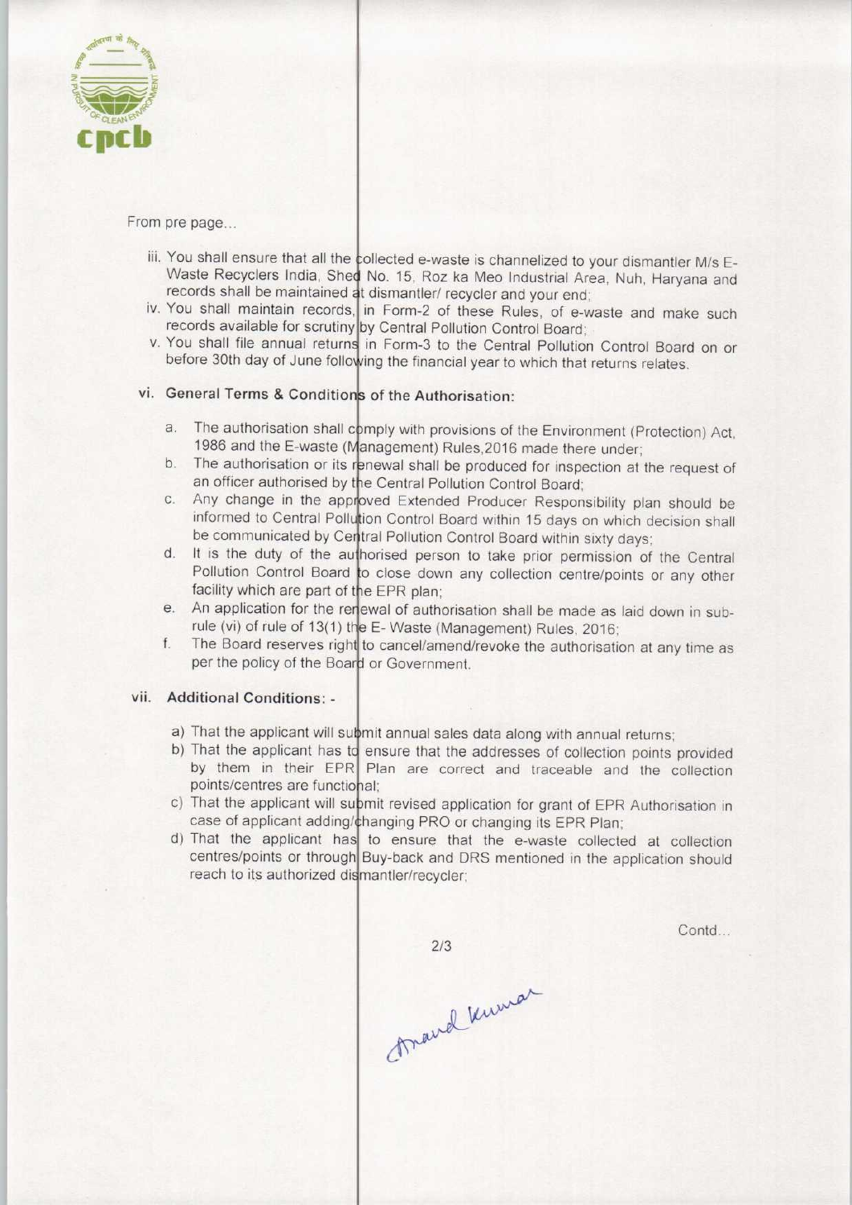From pre page...

iii. You shall ensure that all the collected e-waste is channelized to your dismantler M/s E-Waste Recyclers India, Shed No. 15, Roz ka Meo Industrial Area, Nuh, Haryana and records shall be maintained at dismantler/ recycler and your end;

iv. You shall maintain records, in Form-2 of these Rules, of e-waste and make such records available for scrutiny by Central Pollution Control Board;

v. You shall file annual returns in Form-3 to the Central Pollution Control Board on or before 30th day of June following the financial year to which that returns relates.

### vi. General Terms & Conditions of the Authorisation:

a. The authorisation shall comply with provisions of the Environment (Protection) Act, 1986 and the E-waste (Management) Rules,2016 made there under;

b. The authorisation or its renewal shall be produced for inspection at the request of an officer authorised by the Central Pollution Control Board;

c. Any change in the approved Extended Producer Responsibility plan should be informed to Central Pollution Control Board within 15 days on which decision shall be communicated by Central Pollution Control Board within sixty days;

d. It is the duty of the authorised person to take prior permission of the Central Pollution Control Board to close down any collection centre/points or any other facility which are part of the EPR plan;

e. An application for the renewal of authorisation shall be made as laid down in sub-rule (vi) of rule of 13(1) the E- Waste (Management) Rules, 2016;

f. The Board reserves right to cancel/amend/revoke the authorisation at any time as per the policy of the Board or Government.

### vii. Additional Conditions: -

a) That the applicant will submit annual sales data along with annual returns;

b) That the applicant has to ensure that the addresses of collection points provided by them in their EPR Plan are correct and traceable and the collection points/centres are functional;

c) That the applicant will submit revised application for grant of EPR Authorisation in case of applicant adding/changing PRO or changing its EPR Plan;

d) That the applicant has to ensure that the e-waste collected at collection centres/points or through Buy-back and DRS mentioned in the application should reach to its authorized dismantler/recycler;

Contd...

Anand Kumar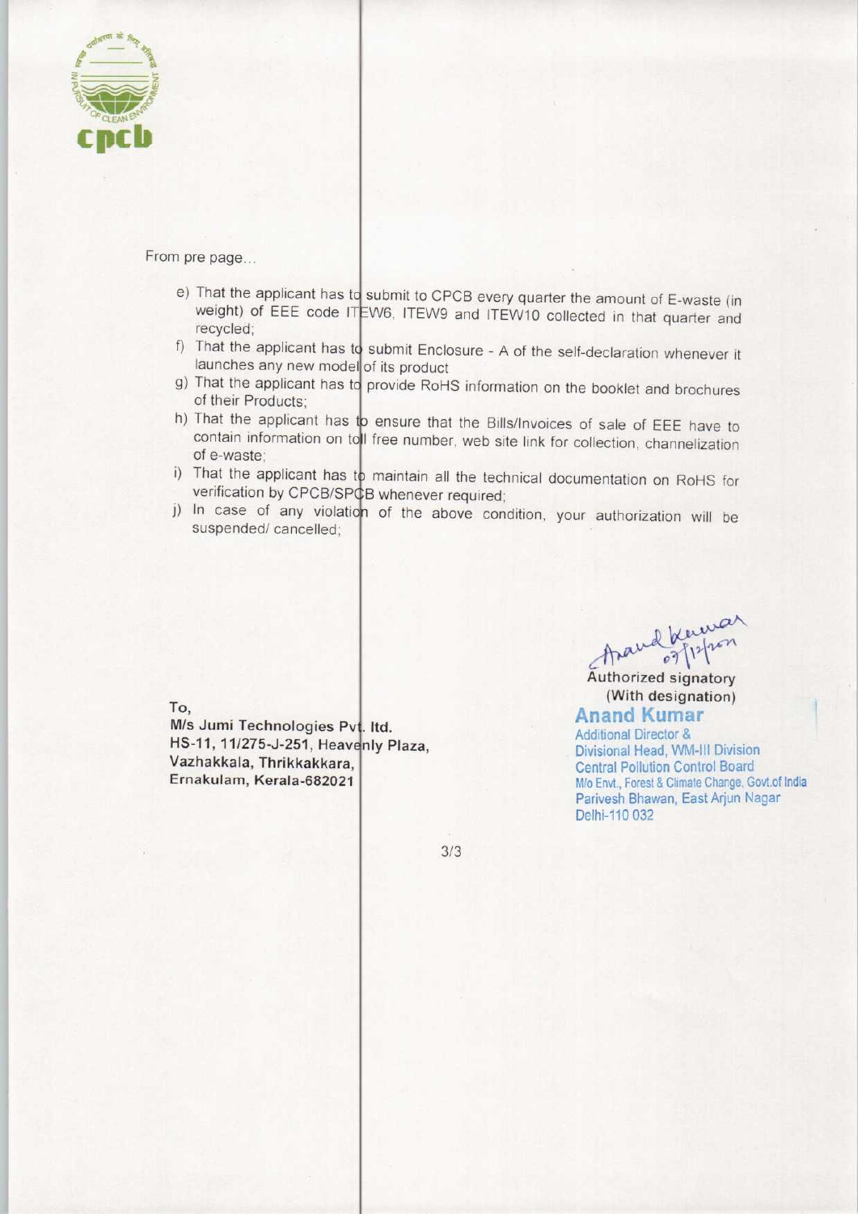From pre page...

e) That the applicant has to submit to CPCB every quarter the amount of E-waste (in weight) of EEE code ITEW6, ITEW9 and ITEW10 collected in that quarter and recycled;

f) That the applicant has to submit Enclosure - A of the self-declaration whenever it launches any new model of its product

g) That the applicant has to provide RoHS information on the booklet and brochures of their Products;

h) That the applicant has to ensure that the Bills/Invoices of sale of EEE have to contain information on toll free number, web site link for collection, channelization of e-waste;

i) That the applicant has to maintain all the technical documentation on RoHS for verification by CPCB/SPCB whenever required;

j) In case of any violation of the above condition, your authorization will be suspended/ cancelled;

Anand Kumar
07/12/20

Authorized signatory
(With designation)

**Anand Kumar**
Additional Director &
Divisional Head, WM-III Division
Central Pollution Control Board
M/o Envt., Forest & Climate Change, Govt.of India
Parivesh Bhawan, East Arjun Nagar
Delhi-110 032

To,
**M/s Jumi Technologies Pvt. ltd.**
**HS-11, 11/275-J-251, Heavenly Plaza,**
**Vazhakkala, Thrikkakkara,**
**Ernakulam, Kerala-682021**